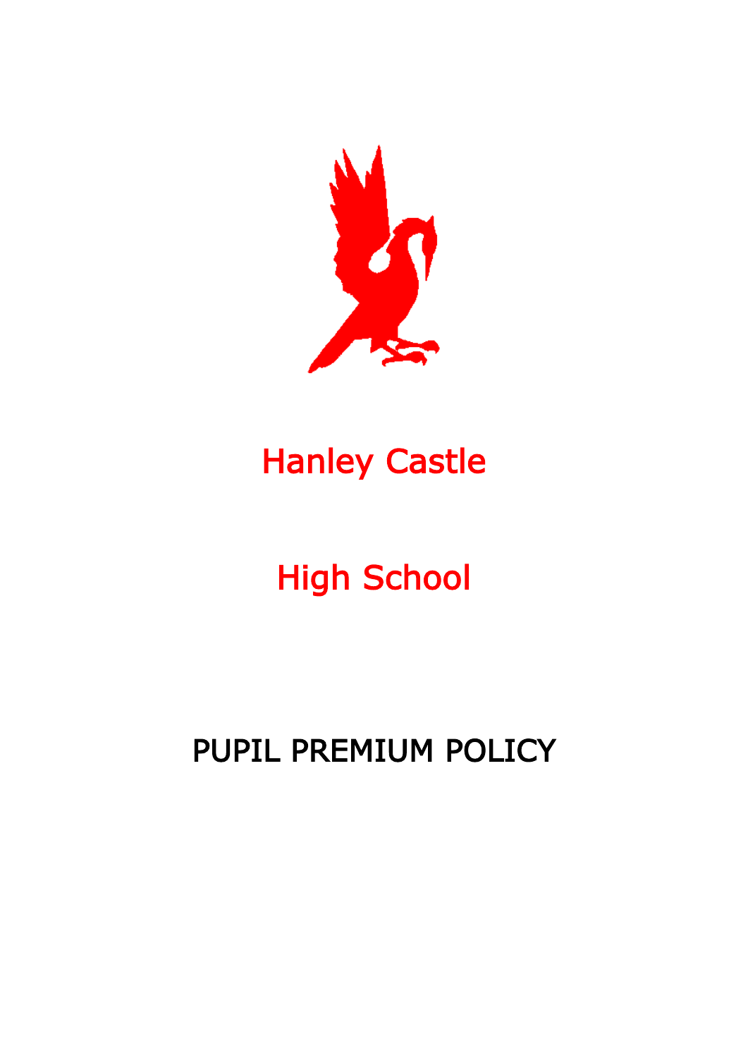# Hanley Castle

# High School

# PUPIL PREMIUM POLICY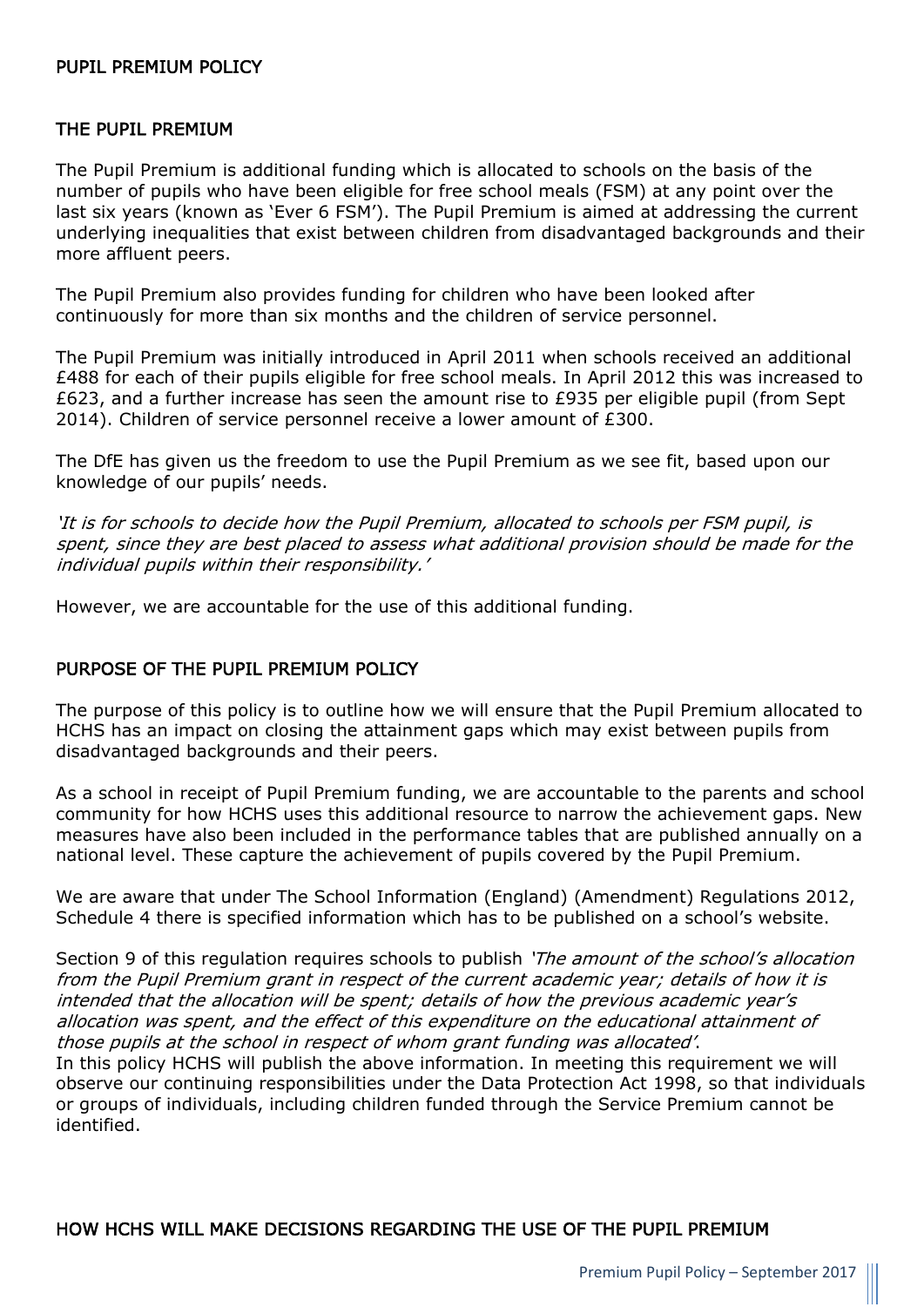# PUPIL PREMIUM POLICY

## THE PUPIL PREMIUM

The Pupil Premium is additional funding which is allocated to schools on the basis of the number of pupils who have been eligible for free school meals (FSM) at any point over the last six years (known as 'Ever 6 FSM'). The Pupil Premium is aimed at addressing the current underlying inequalities that exist between children from disadvantaged backgrounds and their more affluent peers.

The Pupil Premium also provides funding for children who have been looked after continuously for more than six months and the children of service personnel.

The Pupil Premium was initially introduced in April 2011 when schools received an additional £488 for each of their pupils eligible for free school meals. In April 2012 this was increased to £623, and a further increase has seen the amount rise to £935 per eligible pupil (from Sept 2014). Children of service personnel receive a lower amount of £300.

The DfE has given us the freedom to use the Pupil Premium as we see fit, based upon our knowledge of our pupils' needs.

*'It is for schools to decide how the Pupil Premium, allocated to schools per FSM pupil, is spent, since they are best placed to assess what additional provision should be made for the individual pupils within their responsibility.'*

However, we are accountable for the use of this additional funding.

## PURPOSE OF THE PUPIL PREMIUM POLICY

The purpose of this policy is to outline how we will ensure that the Pupil Premium allocated to HCHS has an impact on closing the attainment gaps which may exist between pupils from disadvantaged backgrounds and their peers.

As a school in receipt of Pupil Premium funding, we are accountable to the parents and school community for how HCHS uses this additional resource to narrow the achievement gaps. New measures have also been included in the performance tables that are published annually on a national level. These capture the achievement of pupils covered by the Pupil Premium.

We are aware that under The School Information (England) (Amendment) Regulations 2012, Schedule 4 there is specified information which has to be published on a school's website.

Section 9 of this regulation requires schools to publish *'The amount of the school's allocation from the Pupil Premium grant in respect of the current academic year; details of how it is intended that the allocation will be spent; details of how the previous academic year's allocation was spent, and the effect of this expenditure on the educational attainment of those pupils at the school in respect of whom grant funding was allocated'.*
In this policy HCHS will publish the above information. In meeting this requirement we will observe our continuing responsibilities under the Data Protection Act 1998, so that individuals or groups of individuals, including children funded through the Service Premium cannot be identified.

## HOW HCHS WILL MAKE DECISIONS REGARDING THE USE OF THE PUPIL PREMIUM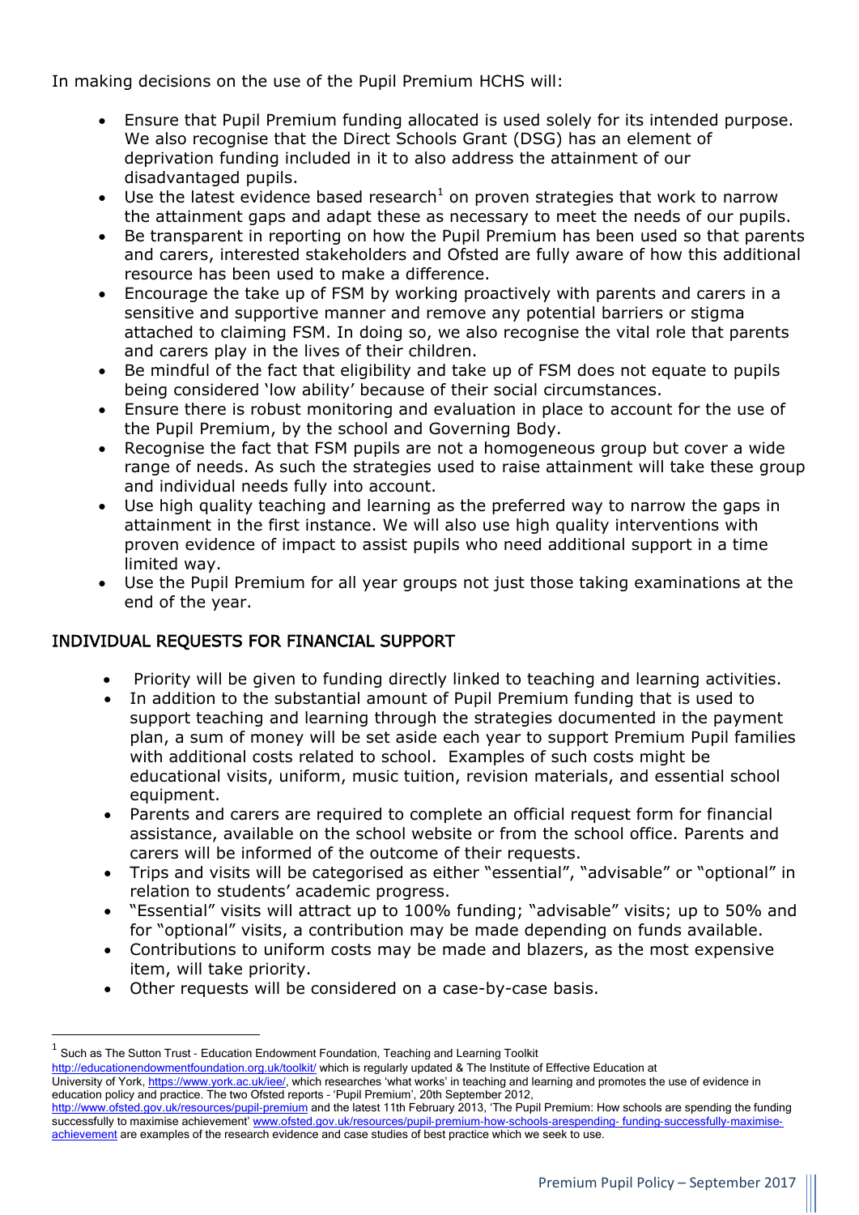In making decisions on the use of the Pupil Premium HCHS will:

- Ensure that Pupil Premium funding allocated is used solely for its intended purpose. We also recognise that the Direct Schools Grant (DSG) has an element of deprivation funding included in it to also address the attainment of our disadvantaged pupils.
- Use the latest evidence based research[1] on proven strategies that work to narrow the attainment gaps and adapt these as necessary to meet the needs of our pupils.
- Be transparent in reporting on how the Pupil Premium has been used so that parents and carers, interested stakeholders and Ofsted are fully aware of how this additional resource has been used to make a difference.
- Encourage the take up of FSM by working proactively with parents and carers in a sensitive and supportive manner and remove any potential barriers or stigma attached to claiming FSM. In doing so, we also recognise the vital role that parents and carers play in the lives of their children.
- Be mindful of the fact that eligibility and take up of FSM does not equate to pupils being considered 'low ability' because of their social circumstances.
- Ensure there is robust monitoring and evaluation in place to account for the use of the Pupil Premium, by the school and Governing Body.
- Recognise the fact that FSM pupils are not a homogeneous group but cover a wide range of needs. As such the strategies used to raise attainment will take these group and individual needs fully into account.
- Use high quality teaching and learning as the preferred way to narrow the gaps in attainment in the first instance. We will also use high quality interventions with proven evidence of impact to assist pupils who need additional support in a time limited way.
- Use the Pupil Premium for all year groups not just those taking examinations at the end of the year.

## INDIVIDUAL REQUESTS FOR FINANCIAL SUPPORT

- Priority will be given to funding directly linked to teaching and learning activities.
- In addition to the substantial amount of Pupil Premium funding that is used to support teaching and learning through the strategies documented in the payment plan, a sum of money will be set aside each year to support Premium Pupil families with additional costs related to school. Examples of such costs might be educational visits, uniform, music tuition, revision materials, and essential school equipment.
- Parents and carers are required to complete an official request form for financial assistance, available on the school website or from the school office. Parents and carers will be informed of the outcome of their requests.
- Trips and visits will be categorised as either "essential", "advisable" or "optional" in relation to students' academic progress.
- "Essential" visits will attract up to 100% funding; "advisable" visits; up to 50% and for "optional" visits, a contribution may be made depending on funds available.
- Contributions to uniform costs may be made and blazers, as the most expensive item, will take priority.
- Other requests will be considered on a case-by-case basis.

---

[1] Such as The Sutton Trust - Education Endowment Foundation, Teaching and Learning Toolkit http://educationendowmentfoundation.org.uk/toolkit/ which is regularly updated & The Institute of Effective Education at University of York, https://www.york.ac.uk/iee/, which researches 'what works' in teaching and learning and promotes the use of evidence in education policy and practice. The two Ofsted reports - 'Pupil Premium', 20th September 2012, http://www.ofsted.gov.uk/resources/pupil-premium and the latest 11th February 2013, 'The Pupil Premium: How schools are spending the funding successfully to maximise achievement' www.ofsted.gov.uk/resources/pupil-premium-how-schools-arespending- funding-successfully-maximise-achievement are examples of the research evidence and case studies of best practice which we seek to use.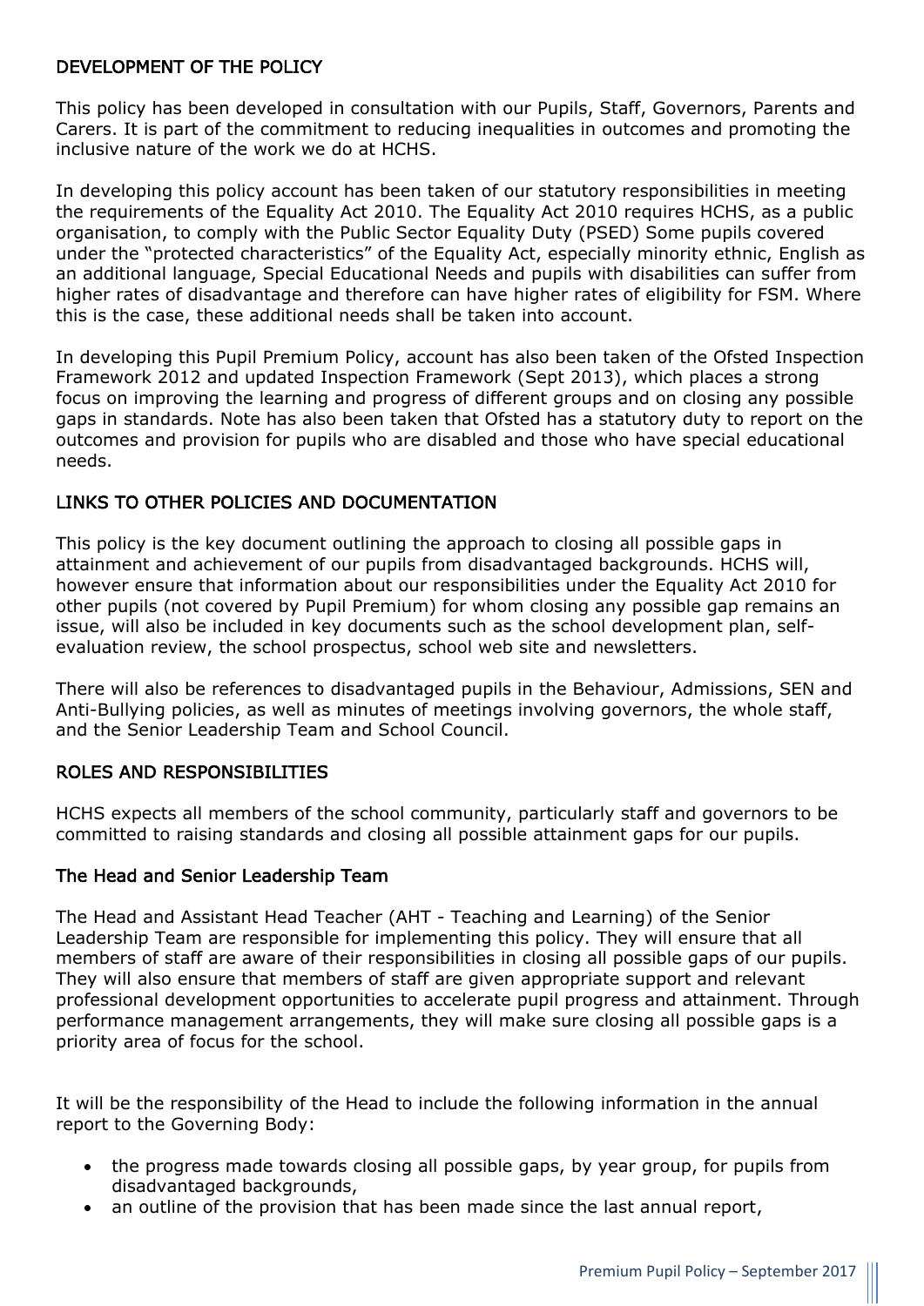## DEVELOPMENT OF THE POLICY

This policy has been developed in consultation with our Pupils, Staff, Governors, Parents and Carers. It is part of the commitment to reducing inequalities in outcomes and promoting the inclusive nature of the work we do at HCHS.

In developing this policy account has been taken of our statutory responsibilities in meeting the requirements of the Equality Act 2010. The Equality Act 2010 requires HCHS, as a public organisation, to comply with the Public Sector Equality Duty (PSED) Some pupils covered under the "protected characteristics" of the Equality Act, especially minority ethnic, English as an additional language, Special Educational Needs and pupils with disabilities can suffer from higher rates of disadvantage and therefore can have higher rates of eligibility for FSM. Where this is the case, these additional needs shall be taken into account.

In developing this Pupil Premium Policy, account has also been taken of the Ofsted Inspection Framework 2012 and updated Inspection Framework (Sept 2013), which places a strong focus on improving the learning and progress of different groups and on closing any possible gaps in standards. Note has also been taken that Ofsted has a statutory duty to report on the outcomes and provision for pupils who are disabled and those who have special educational needs.

## LINKS TO OTHER POLICIES AND DOCUMENTATION

This policy is the key document outlining the approach to closing all possible gaps in attainment and achievement of our pupils from disadvantaged backgrounds. HCHS will, however ensure that information about our responsibilities under the Equality Act 2010 for other pupils (not covered by Pupil Premium) for whom closing any possible gap remains an issue, will also be included in key documents such as the school development plan, self-evaluation review, the school prospectus, school web site and newsletters.

There will also be references to disadvantaged pupils in the Behaviour, Admissions, SEN and Anti-Bullying policies, as well as minutes of meetings involving governors, the whole staff, and the Senior Leadership Team and School Council.

## ROLES AND RESPONSIBILITIES

HCHS expects all members of the school community, particularly staff and governors to be committed to raising standards and closing all possible attainment gaps for our pupils.

### The Head and Senior Leadership Team

The Head and Assistant Head Teacher (AHT - Teaching and Learning) of the Senior Leadership Team are responsible for implementing this policy. They will ensure that all members of staff are aware of their responsibilities in closing all possible gaps of our pupils. They will also ensure that members of staff are given appropriate support and relevant professional development opportunities to accelerate pupil progress and attainment. Through performance management arrangements, they will make sure closing all possible gaps is a priority area of focus for the school.

It will be the responsibility of the Head to include the following information in the annual report to the Governing Body:

- the progress made towards closing all possible gaps, by year group, for pupils from disadvantaged backgrounds,
- an outline of the provision that has been made since the last annual report,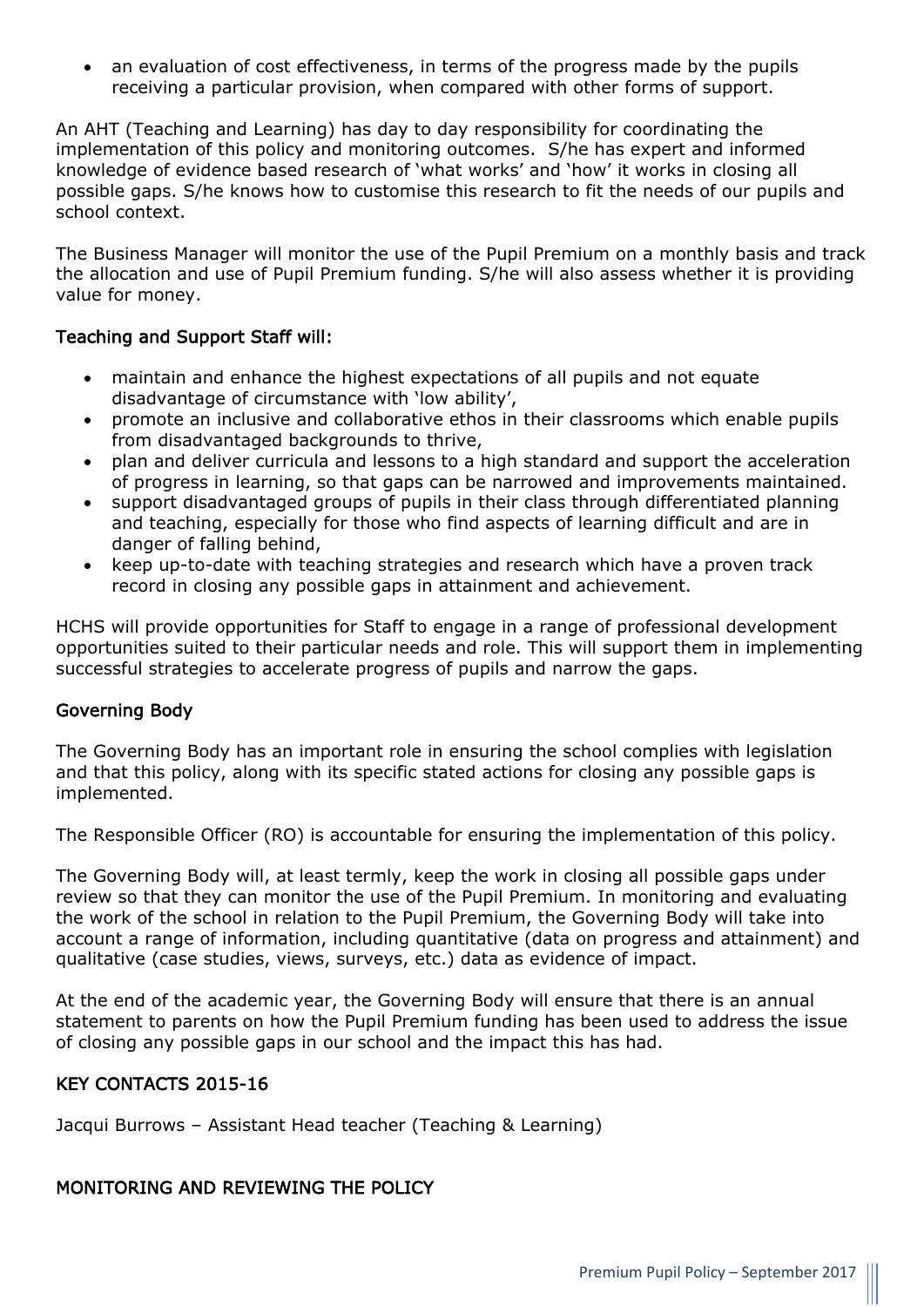- an evaluation of cost effectiveness, in terms of the progress made by the pupils receiving a particular provision, when compared with other forms of support.

An AHT (Teaching and Learning) has day to day responsibility for coordinating the implementation of this policy and monitoring outcomes. S/he has expert and informed knowledge of evidence based research of 'what works' and 'how' it works in closing all possible gaps. S/he knows how to customise this research to fit the needs of our pupils and school context.

The Business Manager will monitor the use of the Pupil Premium on a monthly basis and track the allocation and use of Pupil Premium funding. S/he will also assess whether it is providing value for money.

### Teaching and Support Staff will:

- maintain and enhance the highest expectations of all pupils and not equate disadvantage of circumstance with 'low ability',
- promote an inclusive and collaborative ethos in their classrooms which enable pupils from disadvantaged backgrounds to thrive,
- plan and deliver curricula and lessons to a high standard and support the acceleration of progress in learning, so that gaps can be narrowed and improvements maintained.
- support disadvantaged groups of pupils in their class through differentiated planning and teaching, especially for those who find aspects of learning difficult and are in danger of falling behind,
- keep up-to-date with teaching strategies and research which have a proven track record in closing any possible gaps in attainment and achievement.

HCHS will provide opportunities for Staff to engage in a range of professional development opportunities suited to their particular needs and role. This will support them in implementing successful strategies to accelerate progress of pupils and narrow the gaps.

### Governing Body

The Governing Body has an important role in ensuring the school complies with legislation and that this policy, along with its specific stated actions for closing any possible gaps is implemented.

The Responsible Officer (RO) is accountable for ensuring the implementation of this policy.

The Governing Body will, at least termly, keep the work in closing all possible gaps under review so that they can monitor the use of the Pupil Premium. In monitoring and evaluating the work of the school in relation to the Pupil Premium, the Governing Body will take into account a range of information, including quantitative (data on progress and attainment) and qualitative (case studies, views, surveys, etc.) data as evidence of impact.

At the end of the academic year, the Governing Body will ensure that there is an annual statement to parents on how the Pupil Premium funding has been used to address the issue of closing any possible gaps in our school and the impact this has had.

## KEY CONTACTS 2015-16

Jacqui Burrows – Assistant Head teacher (Teaching & Learning)

## MONITORING AND REVIEWING THE POLICY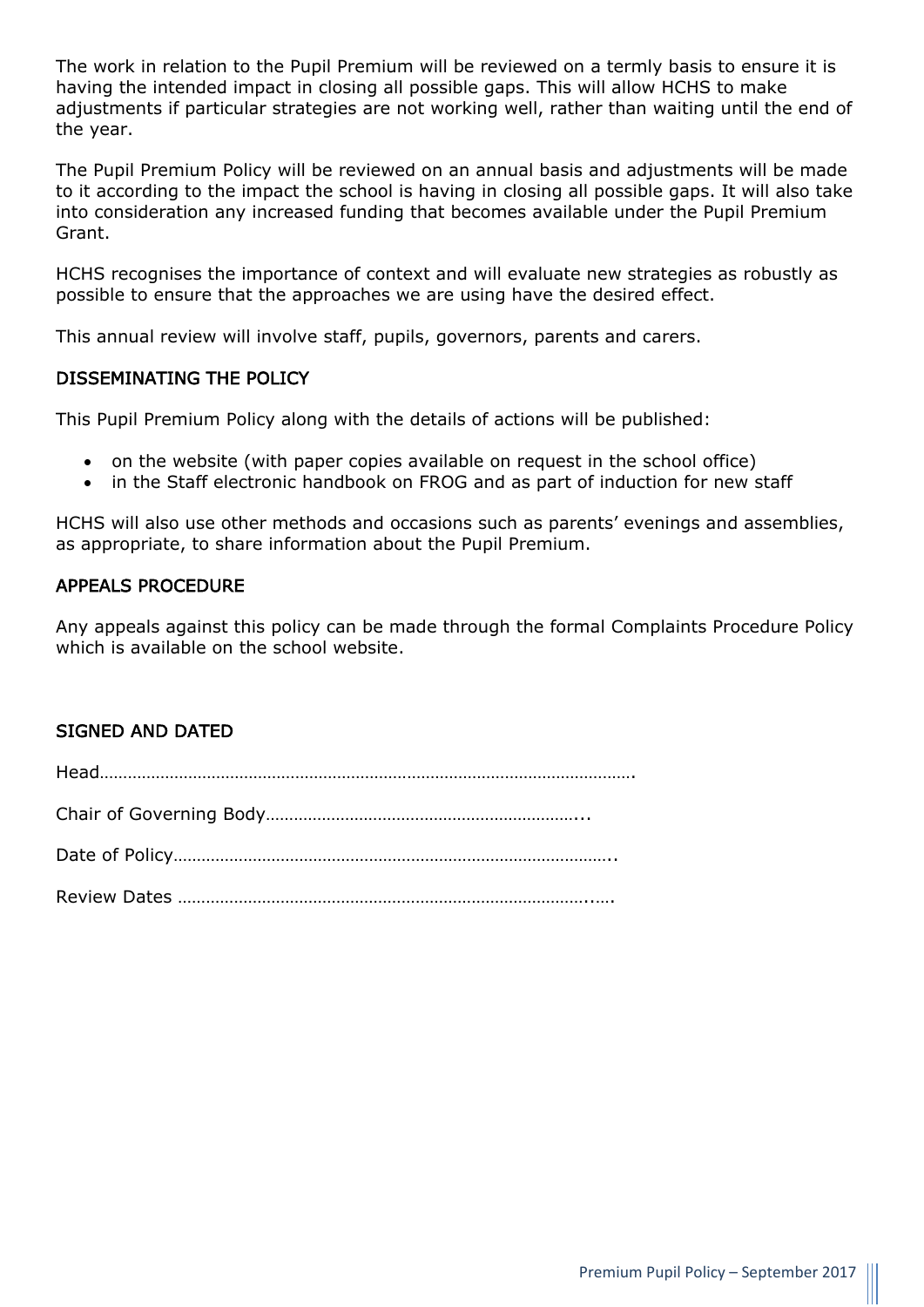The work in relation to the Pupil Premium will be reviewed on a termly basis to ensure it is having the intended impact in closing all possible gaps. This will allow HCHS to make adjustments if particular strategies are not working well, rather than waiting until the end of the year.

The Pupil Premium Policy will be reviewed on an annual basis and adjustments will be made to it according to the impact the school is having in closing all possible gaps. It will also take into consideration any increased funding that becomes available under the Pupil Premium Grant.

HCHS recognises the importance of context and will evaluate new strategies as robustly as possible to ensure that the approaches we are using have the desired effect.

This annual review will involve staff, pupils, governors, parents and carers.

## DISSEMINATING THE POLICY

This Pupil Premium Policy along with the details of actions will be published:

- on the website (with paper copies available on request in the school office)
- in the Staff electronic handbook on FROG and as part of induction for new staff

HCHS will also use other methods and occasions such as parents' evenings and assemblies, as appropriate, to share information about the Pupil Premium.

## APPEALS PROCEDURE

Any appeals against this policy can be made through the formal Complaints Procedure Policy which is available on the school website.

## SIGNED AND DATED

Head…………………………………………………………………………………………………….

Chair of Governing Body…………………………………………………………...

Date of Policy………………………………………………………………………………..

Review Dates ……………………………………………………………………………..….